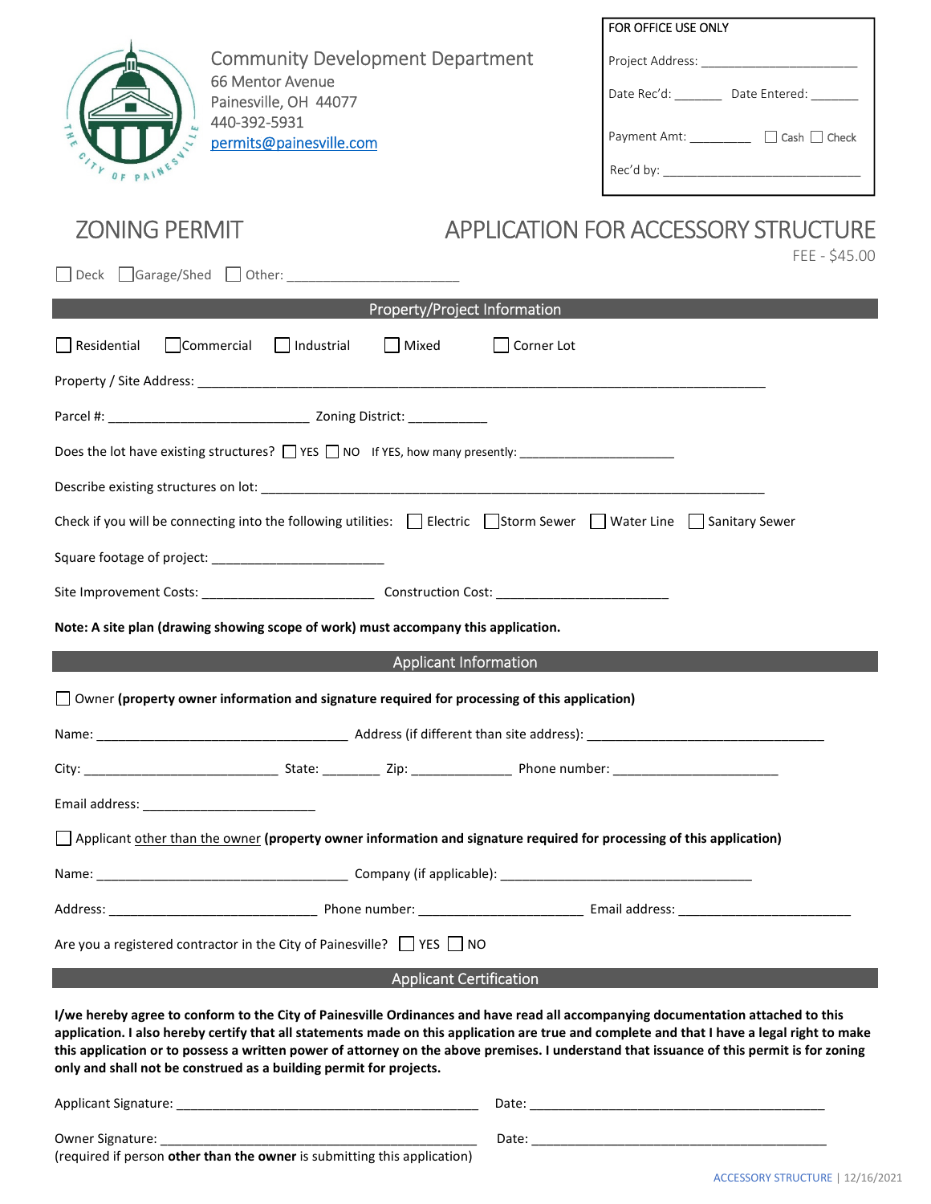Community Development Department
66 Mentor Avenue
Painesville, OH 44077
440-392-5931
permits@painesville.com

**FOR OFFICE USE ONLY**

Project Address: ______________________

Date Rec'd: _______ Date Entered: _______

Payment Amt: _________ ☐ Cash ☐ Check

Rec'd by: ____________________________

# ZONING PERMIT

# APPLICATION FOR ACCESSORY STRUCTURE

FEE - $45.00

☐ Deck ☐ Garage/Shed ☐ Other: ______________________

## Property/Project Information

☐ Residential ☐ Commercial ☐ Industrial ☐ Mixed ☐ Corner Lot

Property / Site Address: ________________________________________________________________

Parcel #: __________________________ Zoning District: ___________

Does the lot have existing structures? ☐ YES ☐ NO If YES, how many presently: ______________________

Describe existing structures on lot: ______________________________________________________________

Check if you will be connecting into the following utilities: ☐ Electric ☐ Storm Sewer ☐ Water Line ☐ Sanitary Sewer

Square footage of project: ______________________

Site Improvement Costs: ______________________ Construction Cost: ______________________

**Note: A site plan (drawing showing scope of work) must accompany this application.**

## Applicant Information

☐ Owner **(property owner information and signature required for processing of this application)**

Name: _________________________________ Address (if different than site address): _______________________________

City: __________________________ State: ________ Zip: _____________ Phone number: ______________________

Email address: ______________________

☐ Applicant other than the owner **(property owner information and signature required for processing of this application)**

Name: _________________________________ Company (if applicable): _________________________________

Address: ___________________________ Phone number: ______________________ Email address: ______________________

Are you a registered contractor in the City of Painesville? ☐ YES ☐ NO

## Applicant Certification

**I/we hereby agree to conform to the City of Painesville Ordinances and have read all accompanying documentation attached to this application. I also hereby certify that all statements made on this application are true and complete and that I have a legal right to make this application or to possess a written power of attorney on the above premises. I understand that issuance of this permit is for zoning only and shall not be construed as a building permit for projects.**

Applicant Signature: ________________________________________ Date: ________________________________________

Owner Signature: ___________________________________________ Date: ________________________________________
(required if person **other than the owner** is submitting this application)

ACCESSORY STRUCTURE | 12/16/2021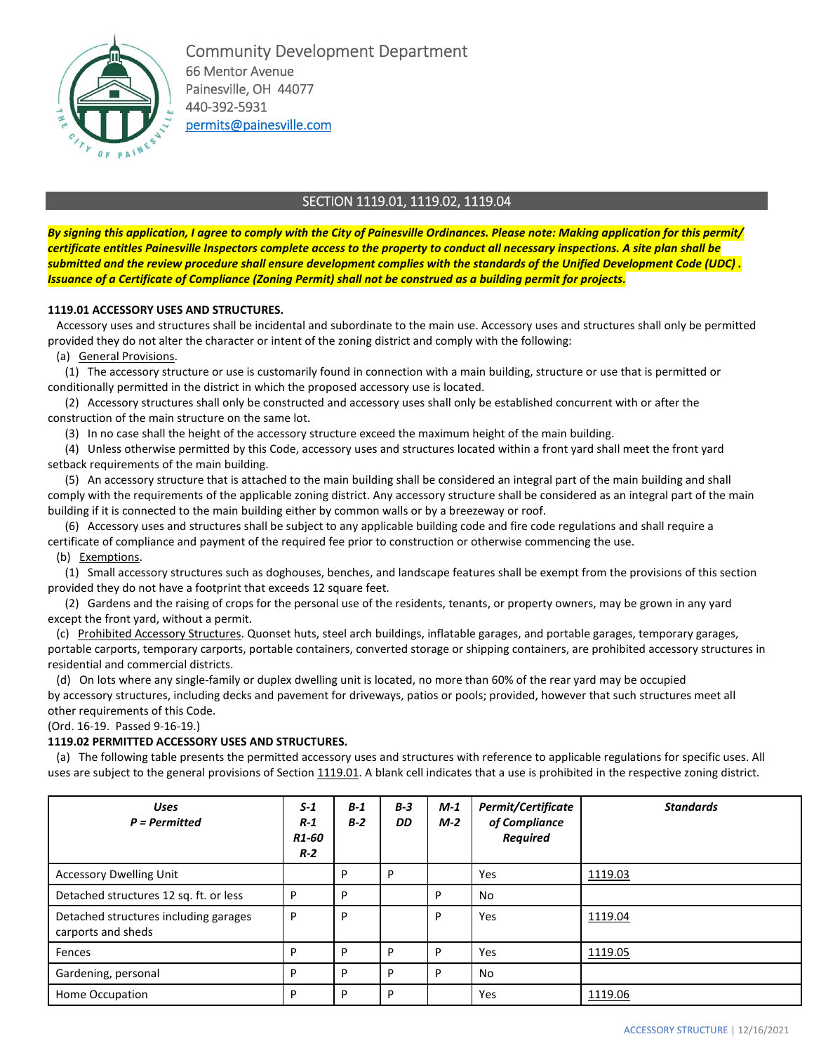Community Development Department
66 Mentor Avenue
Painesville, OH 44077
440-392-5931
permits@painesville.com

## SECTION 1119.01, 1119.02, 1119.04

***By signing this application, I agree to comply with the City of Painesville Ordinances. Please note: Making application for this permit/ certificate entitles Painesville Inspectors complete access to the property to conduct all necessary inspections. A site plan shall be submitted and the review procedure shall ensure development complies with the standards of the Unified Development Code (UDC) . Issuance of a Certificate of Compliance (Zoning Permit) shall not be construed as a building permit for projects.***

**1119.01 ACCESSORY USES AND STRUCTURES.**

Accessory uses and structures shall be incidental and subordinate to the main use. Accessory uses and structures shall only be permitted provided they do not alter the character or intent of the zoning district and comply with the following:

(a) General Provisions.

(1) The accessory structure or use is customarily found in connection with a main building, structure or use that is permitted or conditionally permitted in the district in which the proposed accessory use is located.

(2) Accessory structures shall only be constructed and accessory uses shall only be established concurrent with or after the construction of the main structure on the same lot.

(3) In no case shall the height of the accessory structure exceed the maximum height of the main building.

(4) Unless otherwise permitted by this Code, accessory uses and structures located within a front yard shall meet the front yard setback requirements of the main building.

(5) An accessory structure that is attached to the main building shall be considered an integral part of the main building and shall comply with the requirements of the applicable zoning district. Any accessory structure shall be considered as an integral part of the main building if it is connected to the main building either by common walls or by a breezeway or roof.

(6) Accessory uses and structures shall be subject to any applicable building code and fire code regulations and shall require a certificate of compliance and payment of the required fee prior to construction or otherwise commencing the use.

(b) Exemptions.

(1) Small accessory structures such as doghouses, benches, and landscape features shall be exempt from the provisions of this section provided they do not have a footprint that exceeds 12 square feet.

(2) Gardens and the raising of crops for the personal use of the residents, tenants, or property owners, may be grown in any yard except the front yard, without a permit.

(c) Prohibited Accessory Structures. Quonset huts, steel arch buildings, inflatable garages, and portable garages, temporary garages, portable carports, temporary carports, portable containers, converted storage or shipping containers, are prohibited accessory structures in residential and commercial districts.

(d) On lots where any single-family or duplex dwelling unit is located, no more than 60% of the rear yard may be occupied by accessory structures, including decks and pavement for driveways, patios or pools; provided, however that such structures meet all other requirements of this Code.

(Ord. 16-19. Passed 9-16-19.)

**1119.02 PERMITTED ACCESSORY USES AND STRUCTURES.**

(a) The following table presents the permitted accessory uses and structures with reference to applicable regulations for specific uses. All uses are subject to the general provisions of Section 1119.01. A blank cell indicates that a use is prohibited in the respective zoning district.

| ***Uses P = Permitted*** | ***S-1 R-1 R1-60 R-2*** | ***B-1 B-2*** | ***B-3 DD*** | ***M-1 M-2*** | ***Permit/Certificate of Compliance Required*** | ***Standards*** |
|---|---|---|---|---|---|---|
| Accessory Dwelling Unit | | P | P | | Yes | 1119.03 |
| Detached structures 12 sq. ft. or less | P | P | | P | No | |
| Detached structures including garages carports and sheds | P | P | | P | Yes | 1119.04 |
| Fences | P | P | P | P | Yes | 1119.05 |
| Gardening, personal | P | P | P | P | No | |
| Home Occupation | P | P | P | | Yes | 1119.06 |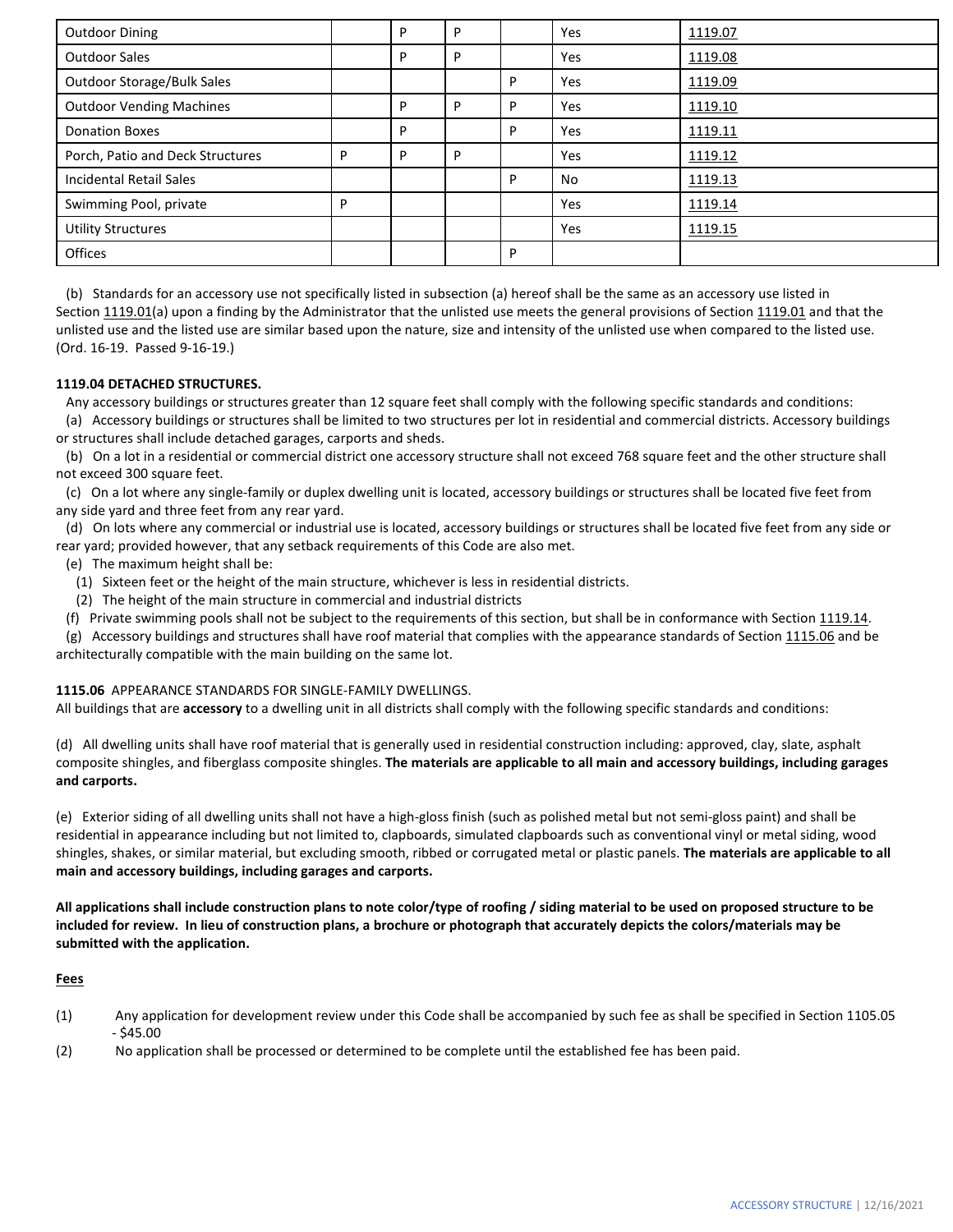| | | | | | | |
|---|---|---|---|---|---|---|
| Outdoor Dining | | P | P | | Yes | 1119.07 |
| Outdoor Sales | | P | P | | Yes | 1119.08 |
| Outdoor Storage/Bulk Sales | | | | P | Yes | 1119.09 |
| Outdoor Vending Machines | | P | P | P | Yes | 1119.10 |
| Donation Boxes | | P | | P | Yes | 1119.11 |
| Porch, Patio and Deck Structures | P | P | P | | Yes | 1119.12 |
| Incidental Retail Sales | | | | P | No | 1119.13 |
| Swimming Pool, private | P | | | | Yes | 1119.14 |
| Utility Structures | | | | | Yes | 1119.15 |
| Offices | | | | P | | |

(b) Standards for an accessory use not specifically listed in subsection (a) hereof shall be the same as an accessory use listed in Section 1119.01(a) upon a finding by the Administrator that the unlisted use meets the general provisions of Section 1119.01 and that the unlisted use and the listed use are similar based upon the nature, size and intensity of the unlisted use when compared to the listed use. (Ord. 16-19. Passed 9-16-19.)

**1119.04 DETACHED STRUCTURES.**

Any accessory buildings or structures greater than 12 square feet shall comply with the following specific standards and conditions:

(a) Accessory buildings or structures shall be limited to two structures per lot in residential and commercial districts. Accessory buildings or structures shall include detached garages, carports and sheds.

(b) On a lot in a residential or commercial district one accessory structure shall not exceed 768 square feet and the other structure shall not exceed 300 square feet.

(c) On a lot where any single-family or duplex dwelling unit is located, accessory buildings or structures shall be located five feet from any side yard and three feet from any rear yard.

(d) On lots where any commercial or industrial use is located, accessory buildings or structures shall be located five feet from any side or rear yard; provided however, that any setback requirements of this Code are also met.

(e) The maximum height shall be:

(1) Sixteen feet or the height of the main structure, whichever is less in residential districts.

(2) The height of the main structure in commercial and industrial districts

(f) Private swimming pools shall not be subject to the requirements of this section, but shall be in conformance with Section 1119.14.

(g) Accessory buildings and structures shall have roof material that complies with the appearance standards of Section 1115.06 and be architecturally compatible with the main building on the same lot.

**1115.06** APPEARANCE STANDARDS FOR SINGLE-FAMILY DWELLINGS.

All buildings that are **accessory** to a dwelling unit in all districts shall comply with the following specific standards and conditions:

(d) All dwelling units shall have roof material that is generally used in residential construction including: approved, clay, slate, asphalt composite shingles, and fiberglass composite shingles. **The materials are applicable to all main and accessory buildings, including garages and carports.**

(e) Exterior siding of all dwelling units shall not have a high-gloss finish (such as polished metal but not semi-gloss paint) and shall be residential in appearance including but not limited to, clapboards, simulated clapboards such as conventional vinyl or metal siding, wood shingles, shakes, or similar material, but excluding smooth, ribbed or corrugated metal or plastic panels. **The materials are applicable to all main and accessory buildings, including garages and carports.**

**All applications shall include construction plans to note color/type of roofing / siding material to be used on proposed structure to be included for review. In lieu of construction plans, a brochure or photograph that accurately depicts the colors/materials may be submitted with the application.**

**Fees**

(1) Any application for development review under this Code shall be accompanied by such fee as shall be specified in Section 1105.05 - $45.00

(2) No application shall be processed or determined to be complete until the established fee has been paid.